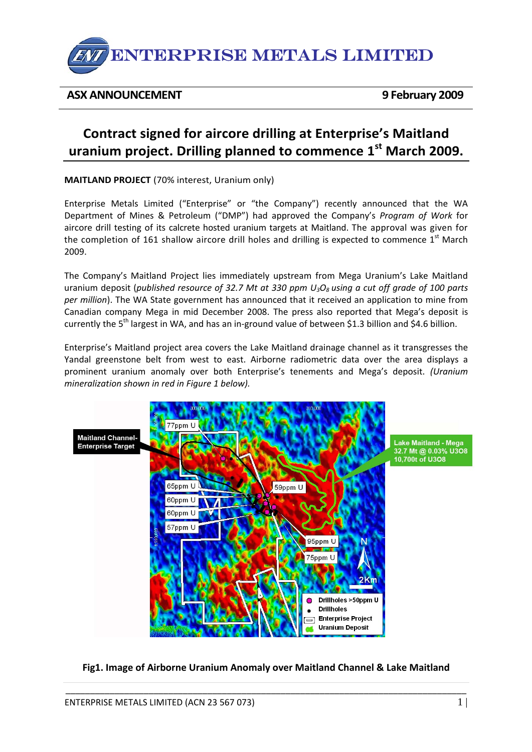ENTERPRISE METALS LIMITED

**ASX ANNOUNCEMENT** **9 February 2009**

# Contract signed for aircore drilling at Enterprise's Maitland uranium project. Drilling planned to commence 1st March 2009.

**MAITLAND PROJECT** (70% interest, Uranium only)

Enterprise Metals Limited ("Enterprise" or "the Company") recently announced that the WA Department of Mines & Petroleum ("DMP") had approved the Company's *Program of Work* for aircore drill testing of its calcrete hosted uranium targets at Maitland. The approval was given for the completion of 161 shallow aircore drill holes and drilling is expected to commence 1st March 2009.

The Company's Maitland Project lies immediately upstream from Mega Uranium's Lake Maitland uranium deposit (*published resource of 32.7 Mt at 330 ppm $U_3O_8$ using a cut off grade of 100 parts per million*). The WA State government has announced that it received an application to mine from Canadian company Mega in mid December 2008. The press also reported that Mega's deposit is currently the 5th largest in WA, and has an in-ground value of between $1.3 billion and $4.6 billion.

Enterprise's Maitland project area covers the Lake Maitland drainage channel as it transgresses the Yandal greenstone belt from west to east. Airborne radiometric data over the area displays a prominent uranium anomaly over both Enterprise's tenements and Mega's deposit. *(Uranium mineralization shown in red in Figure 1 below).*

**Fig1. Image of Airborne Uranium Anomaly over Maitland Channel & Lake Maitland**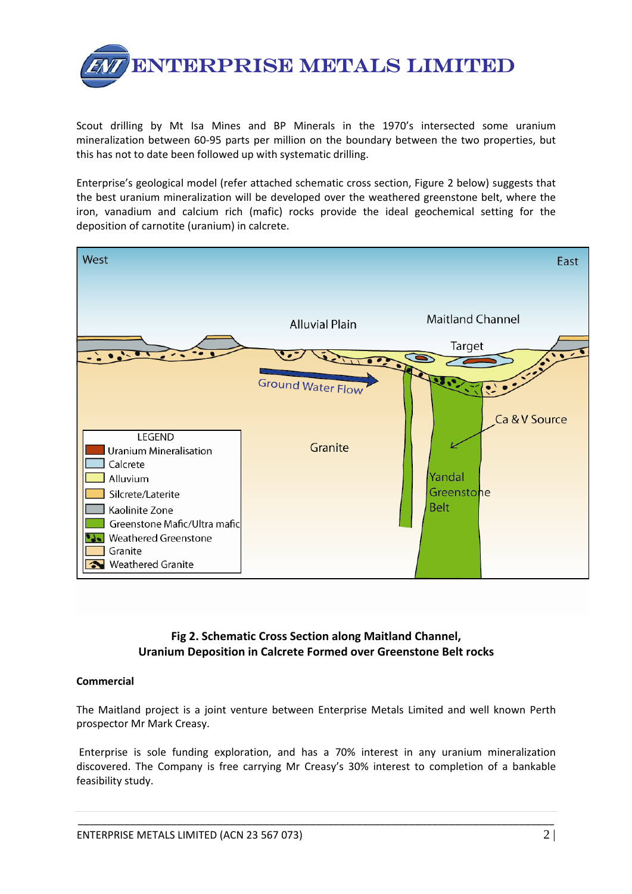Scout drilling by Mt Isa Mines and BP Minerals in the 1970's intersected some uranium mineralization between 60-95 parts per million on the boundary between the two properties, but this has not to date been followed up with systematic drilling.

Enterprise's geological model (refer attached schematic cross section, Figure 2 below) suggests that the best uranium mineralization will be developed over the weathered greenstone belt, where the iron, vanadium and calcium rich (mafic) rocks provide the ideal geochemical setting for the deposition of carnotite (uranium) in calcrete.

**Fig 2. Schematic Cross Section along Maitland Channel, Uranium Deposition in Calcrete Formed over Greenstone Belt rocks**

**Commercial**

The Maitland project is a joint venture between Enterprise Metals Limited and well known Perth prospector Mr Mark Creasy.

Enterprise is sole funding exploration, and has a 70% interest in any uranium mineralization discovered. The Company is free carrying Mr Creasy's 30% interest to completion of a bankable feasibility study.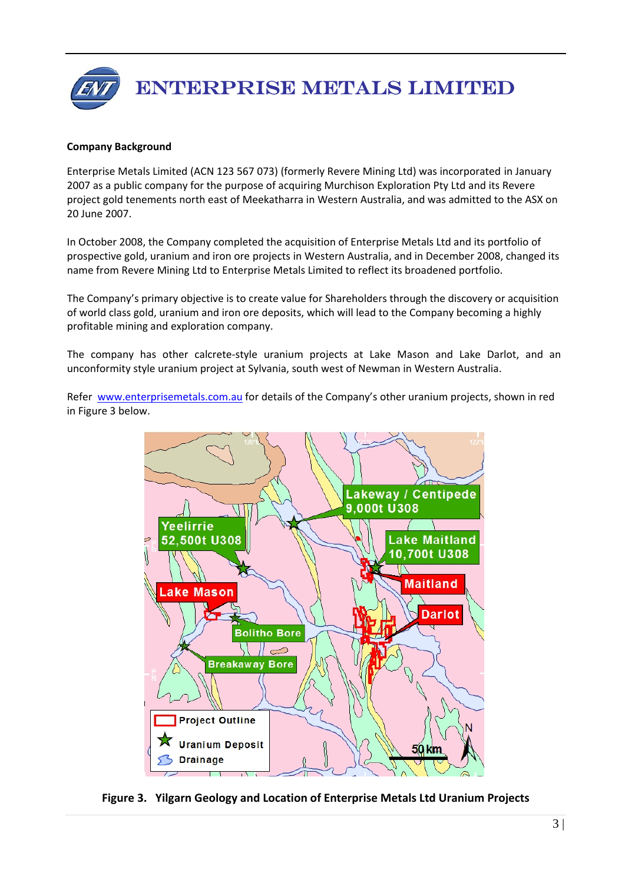# ENTERPRISE METALS LIMITED

**Company Background**

Enterprise Metals Limited (ACN 123 567 073) (formerly Revere Mining Ltd) was incorporated in January 2007 as a public company for the purpose of acquiring Murchison Exploration Pty Ltd and its Revere project gold tenements north east of Meekatharra in Western Australia, and was admitted to the ASX on 20 June 2007.

In October 2008, the Company completed the acquisition of Enterprise Metals Ltd and its portfolio of prospective gold, uranium and iron ore projects in Western Australia, and in December 2008, changed its name from Revere Mining Ltd to Enterprise Metals Limited to reflect its broadened portfolio.

The Company's primary objective is to create value for Shareholders through the discovery or acquisition of world class gold, uranium and iron ore deposits, which will lead to the Company becoming a highly profitable mining and exploration company.

The company has other calcrete-style uranium projects at Lake Mason and Lake Darlot, and an unconformity style uranium project at Sylvania, south west of Newman in Western Australia.

Refer www.enterprisemetals.com.au for details of the Company's other uranium projects, shown in red in Figure 3 below.

**Figure 3. Yilgarn Geology and Location of Enterprise Metals Ltd Uranium Projects**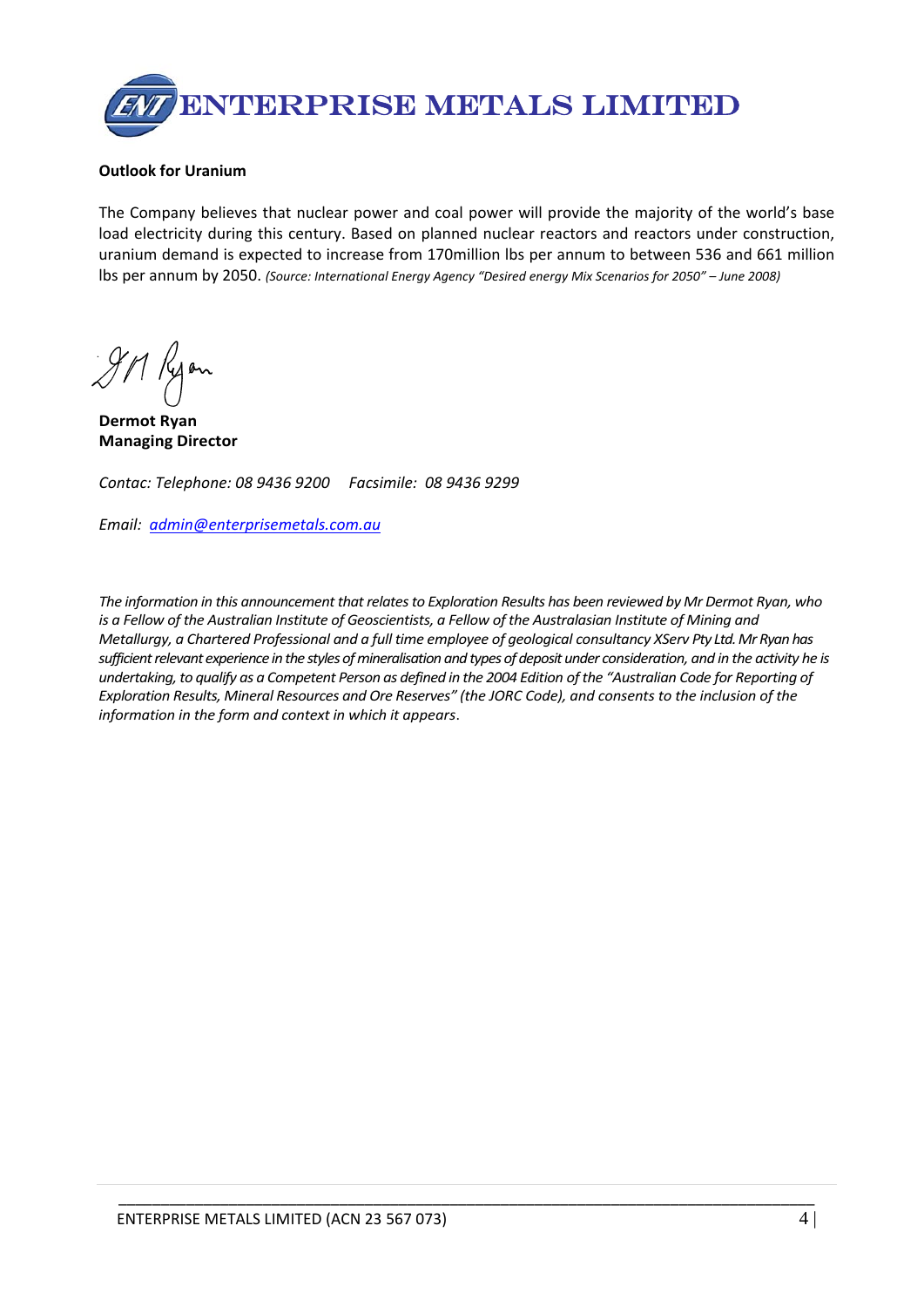**Outlook for Uranium**

The Company believes that nuclear power and coal power will provide the majority of the world's base load electricity during this century. Based on planned nuclear reactors and reactors under construction, uranium demand is expected to increase from 170million lbs per annum to between 536 and 661 million lbs per annum by 2050. *(Source: International Energy Agency "Desired energy Mix Scenarios for 2050" – June 2008)*

**Dermot Ryan**
**Managing Director**

*Contac: Telephone: 08 9436 9200    Facsimile: 08 9436 9299*

*Email: admin@enterprisemetals.com.au*

*The information in this announcement that relates to Exploration Results has been reviewed by Mr Dermot Ryan, who is a Fellow of the Australian Institute of Geoscientists, a Fellow of the Australasian Institute of Mining and Metallurgy, a Chartered Professional and a full time employee of geological consultancy XServ Pty Ltd. Mr Ryan has sufficient relevant experience in the styles of mineralisation and types of deposit under consideration, and in the activity he is undertaking, to qualify as a Competent Person as defined in the 2004 Edition of the "Australian Code for Reporting of Exploration Results, Mineral Resources and Ore Reserves" (the JORC Code), and consents to the inclusion of the information in the form and context in which it appears.*